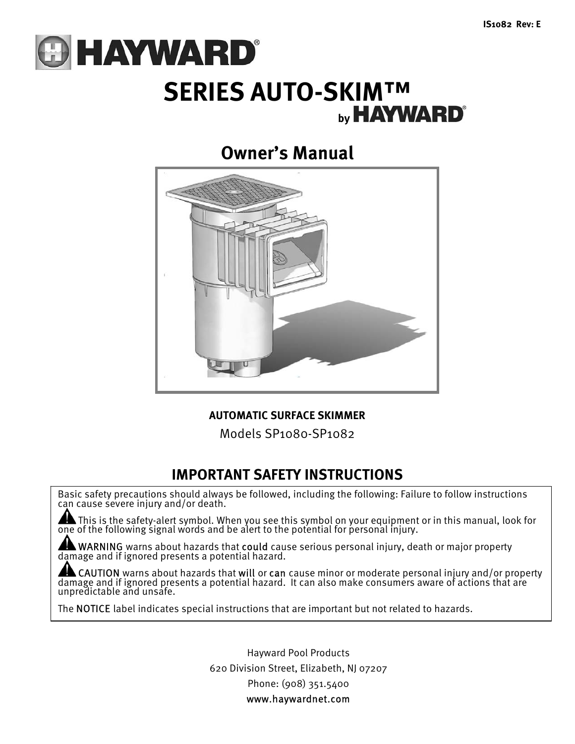IS1082 Rev: E

# SERIES AUTO-SKIM™

by HAYWARD

## Owner's Manual

**AUTOMATIC SURFACE SKIMMER**

Models SP1080-SP1082

## IMPORTANT SAFETY INSTRUCTIONS

Basic safety precautions should always be followed, including the following: Failure to follow instructions can cause severe injury and/or death.

This is the safety-alert symbol. When you see this symbol on your equipment or in this manual, look for one of the following signal words and be alert to the potential for personal injury.

WARNING warns about hazards that could cause serious personal injury, death or major property damage and if ignored presents a potential hazard.

CAUTION warns about hazards that will or can cause minor or moderate personal injury and/or property damage and if ignored presents a potential hazard. It can also make consumers aware of actions that are unpredictable and unsafe.

The NOTICE label indicates special instructions that are important but not related to hazards.

Hayward Pool Products
620 Division Street, Elizabeth, NJ 07207
Phone: (908) 351.5400
www.haywardnet.com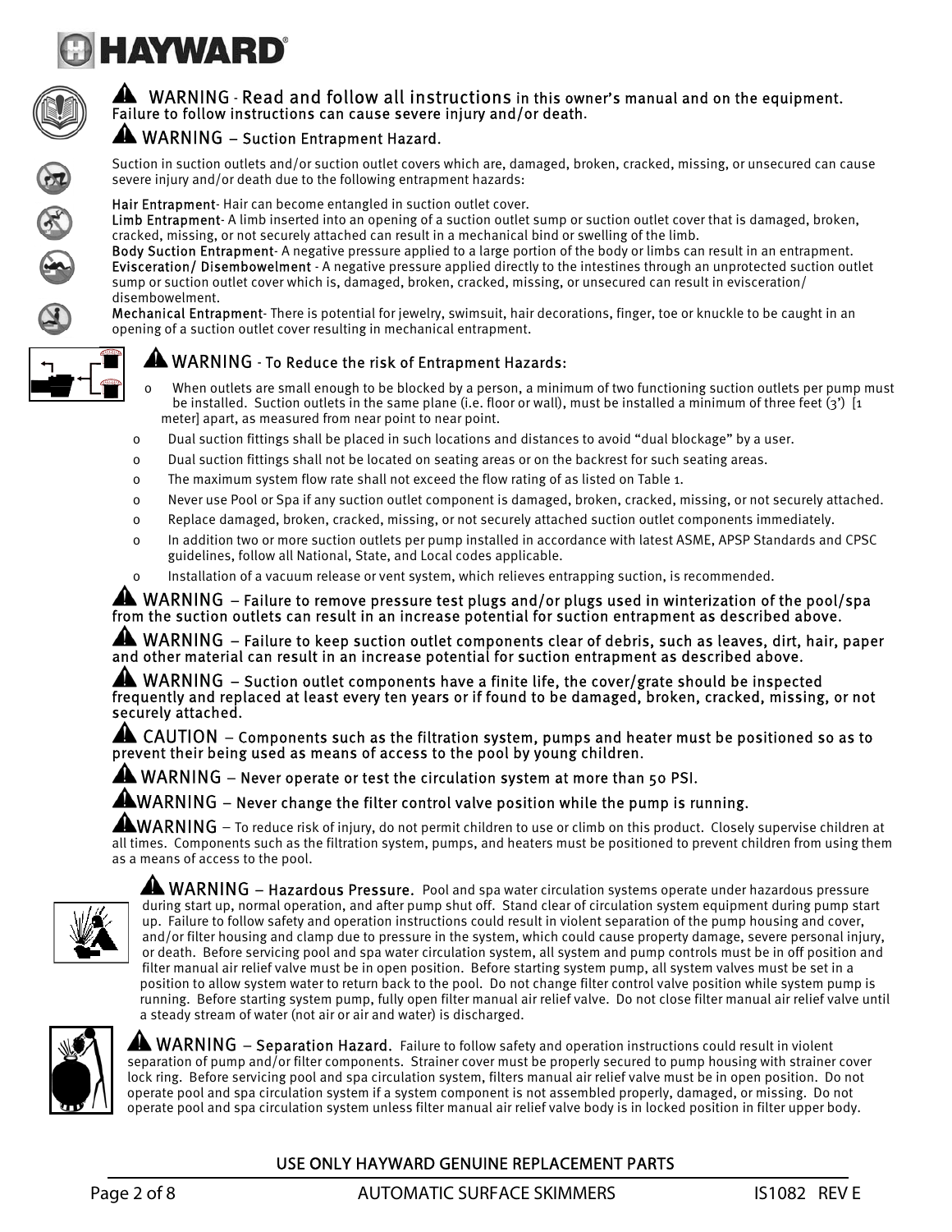**⚠ WARNING - Read and follow all instructions in this owner's manual and on the equipment. Failure to follow instructions can cause severe injury and/or death.**

**⚠ WARNING – Suction Entrapment Hazard.**

Suction in suction outlets and/or suction outlet covers which are, damaged, broken, cracked, missing, or unsecured can cause severe injury and/or death due to the following entrapment hazards:

**Hair Entrapment**- Hair can become entangled in suction outlet cover.
**Limb Entrapment**- A limb inserted into an opening of a suction outlet sump or suction outlet cover that is damaged, broken, cracked, missing, or not securely attached can result in a mechanical bind or swelling of the limb.
**Body Suction Entrapment**- A negative pressure applied to a large portion of the body or limbs can result in an entrapment.
**Evisceration/ Disembowelment** - A negative pressure applied directly to the intestines through an unprotected suction outlet sump or suction outlet cover which is, damaged, broken, cracked, missing, or unsecured can result in evisceration/ disembowelment.
**Mechanical Entrapment**- There is potential for jewelry, swimsuit, hair decorations, finger, toe or knuckle to be caught in an opening of a suction outlet cover resulting in mechanical entrapment.

**⚠ WARNING - To Reduce the risk of Entrapment Hazards:**

- When outlets are small enough to be blocked by a person, a minimum of two functioning suction outlets per pump must be installed. Suction outlets in the same plane (i.e. floor or wall), must be installed a minimum of three feet (3') [1 meter] apart, as measured from near point to near point.
- Dual suction fittings shall be placed in such locations and distances to avoid "dual blockage" by a user.
- Dual suction fittings shall not be located on seating areas or on the backrest for such seating areas.
- The maximum system flow rate shall not exceed the flow rating of as listed on Table 1.
- Never use Pool or Spa if any suction outlet component is damaged, broken, cracked, missing, or not securely attached.
- Replace damaged, broken, cracked, missing, or not securely attached suction outlet components immediately.
- In addition two or more suction outlets per pump installed in accordance with latest ASME, APSP Standards and CPSC guidelines, follow all National, State, and Local codes applicable.
- Installation of a vacuum release or vent system, which relieves entrapping suction, is recommended.

**⚠ WARNING – Failure to remove pressure test plugs and/or plugs used in winterization of the pool/spa from the suction outlets can result in an increase potential for suction entrapment as described above.**

**⚠ WARNING – Failure to keep suction outlet components clear of debris, such as leaves, dirt, hair, paper and other material can result in an increase potential for suction entrapment as described above.**

**⚠ WARNING – Suction outlet components have a finite life, the cover/grate should be inspected frequently and replaced at least every ten years or if found to be damaged, broken, cracked, missing, or not securely attached.**

**⚠ CAUTION – Components such as the filtration system, pumps and heater must be positioned so as to prevent their being used as means of access to the pool by young children.**

**⚠ WARNING – Never operate or test the circulation system at more than 50 PSI.**

**⚠ WARNING – Never change the filter control valve position while the pump is running.**

**⚠ WARNING** – To reduce risk of injury, do not permit children to use or climb on this product. Closely supervise children at all times. Components such as the filtration system, pumps, and heaters must be positioned to prevent children from using them as a means of access to the pool.

**⚠ WARNING – Hazardous Pressure.** Pool and spa water circulation systems operate under hazardous pressure during start up, normal operation, and after pump shut off. Stand clear of circulation system equipment during pump start up. Failure to follow safety and operation instructions could result in violent separation of the pump housing and cover, and/or filter housing and clamp due to pressure in the system, which could cause property damage, severe personal injury, or death. Before servicing pool and spa water circulation system, all system and pump controls must be in off position and filter manual air relief valve must be in open position. Before starting system pump, all system valves must be set in a position to allow system water to return back to the pool. Do not change filter control valve position while system pump is running. Before starting system pump, fully open filter manual air relief valve. Do not close filter manual air relief valve until a steady stream of water (not air or air and water) is discharged.

**⚠ WARNING – Separation Hazard.** Failure to follow safety and operation instructions could result in violent separation of pump and/or filter components. Strainer cover must be properly secured to pump housing with strainer cover lock ring. Before servicing pool and spa circulation system, filters manual air relief valve must be in open position. Do not operate pool and spa circulation system if a system component is not assembled properly, damaged, or missing. Do not operate pool and spa circulation system unless filter manual air relief valve body is in locked position in filter upper body.

USE ONLY HAYWARD GENUINE REPLACEMENT PARTS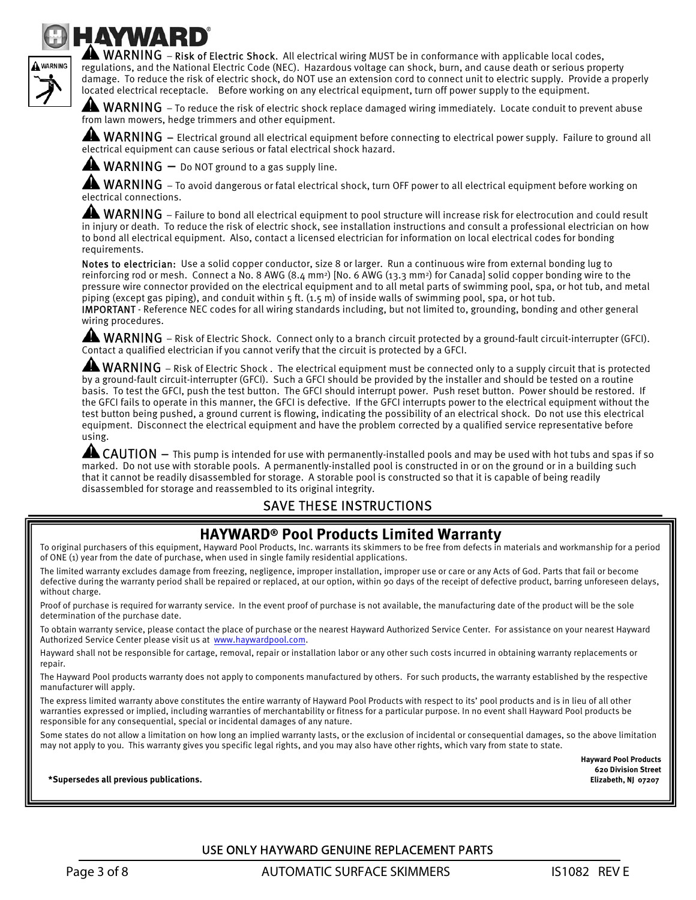**HAYWARD®**

⚠ WARNING – Risk of Electric Shock. All electrical wiring MUST be in conformance with applicable local codes, regulations, and the National Electric Code (NEC). Hazardous voltage can shock, burn, and cause death or serious property damage. To reduce the risk of electric shock, do NOT use an extension cord to connect unit to electric supply. Provide a properly located electrical receptacle. Before working on any electrical equipment, turn off power supply to the equipment.

⚠ WARNING – To reduce the risk of electric shock replace damaged wiring immediately. Locate conduit to prevent abuse from lawn mowers, hedge trimmers and other equipment.

⚠ WARNING – Electrical ground all electrical equipment before connecting to electrical power supply. Failure to ground all electrical equipment can cause serious or fatal electrical shock hazard.

⚠ WARNING – Do NOT ground to a gas supply line.

⚠ WARNING – To avoid dangerous or fatal electrical shock, turn OFF power to all electrical equipment before working on electrical connections.

⚠ WARNING – Failure to bond all electrical equipment to pool structure will increase risk for electrocution and could result in injury or death. To reduce the risk of electric shock, see installation instructions and consult a professional electrician on how to bond all electrical equipment. Also, contact a licensed electrician for information on local electrical codes for bonding requirements.

Notes to electrician: Use a solid copper conductor, size 8 or larger. Run a continuous wire from external bonding lug to reinforcing rod or mesh. Connect a No. 8 AWG (8.4 mm²) [No. 6 AWG (13.3 mm²) for Canada] solid copper bonding wire to the pressure wire connector provided on the electrical equipment and to all metal parts of swimming pool, spa, or hot tub, and metal piping (except gas piping), and conduit within 5 ft. (1.5 m) of inside walls of swimming pool, spa, or hot tub.
IMPORTANT - Reference NEC codes for all wiring standards including, but not limited to, grounding, bonding and other general wiring procedures.

⚠ WARNING – Risk of Electric Shock. Connect only to a branch circuit protected by a ground-fault circuit-interrupter (GFCI). Contact a qualified electrician if you cannot verify that the circuit is protected by a GFCI.

⚠ WARNING – Risk of Electric Shock . The electrical equipment must be connected only to a supply circuit that is protected by a ground-fault circuit-interrupter (GFCI). Such a GFCI should be provided by the installer and should be tested on a routine basis. To test the GFCI, push the test button. The GFCI should interrupt power. Push reset button. Power should be restored. If the GFCI fails to operate in this manner, the GFCI is defective. If the GFCI interrupts power to the electrical equipment without the test button being pushed, a ground current is flowing, indicating the possibility of an electrical shock. Do not use this electrical equipment. Disconnect the electrical equipment and have the problem corrected by a qualified service representative before using.

⚠ CAUTION – This pump is intended for use with permanently-installed pools and may be used with hot tubs and spas if so marked. Do not use with storable pools. A permanently-installed pool is constructed in or on the ground or in a building such that it cannot be readily disassembled for storage. A storable pool is constructed so that it is capable of being readily disassembled for storage and reassembled to its original integrity.

SAVE THESE INSTRUCTIONS

## HAYWARD® Pool Products Limited Warranty

To original purchasers of this equipment, Hayward Pool Products, Inc. warrants its skimmers to be free from defects in materials and workmanship for a period of ONE (1) year from the date of purchase, when used in single family residential applications.

The limited warranty excludes damage from freezing, negligence, improper installation, improper use or care or any Acts of God. Parts that fail or become defective during the warranty period shall be repaired or replaced, at our option, within 90 days of the receipt of defective product, barring unforeseen delays, without charge.

Proof of purchase is required for warranty service. In the event proof of purchase is not available, the manufacturing date of the product will be the sole determination of the purchase date.

To obtain warranty service, please contact the place of purchase or the nearest Hayward Authorized Service Center. For assistance on your nearest Hayward Authorized Service Center please visit us at www.haywardpool.com.

Hayward shall not be responsible for cartage, removal, repair or installation labor or any other such costs incurred in obtaining warranty replacements or repair.

The Hayward Pool products warranty does not apply to components manufactured by others. For such products, the warranty established by the respective manufacturer will apply.

The express limited warranty above constitutes the entire warranty of Hayward Pool Products with respect to its' pool products and is in lieu of all other warranties expressed or implied, including warranties of merchantability or fitness for a particular purpose. In no event shall Hayward Pool products be responsible for any consequential, special or incidental damages of any nature.

Some states do not allow a limitation on how long an implied warranty lasts, or the exclusion of incidental or consequential damages, so the above limitation may not apply to you. This warranty gives you specific legal rights, and you may also have other rights, which vary from state to state.

**Hayward Pool Products**
**620 Division Street**
**Elizabeth, NJ 07207**

***Supersedes all previous publications.**

USE ONLY HAYWARD GENUINE REPLACEMENT PARTS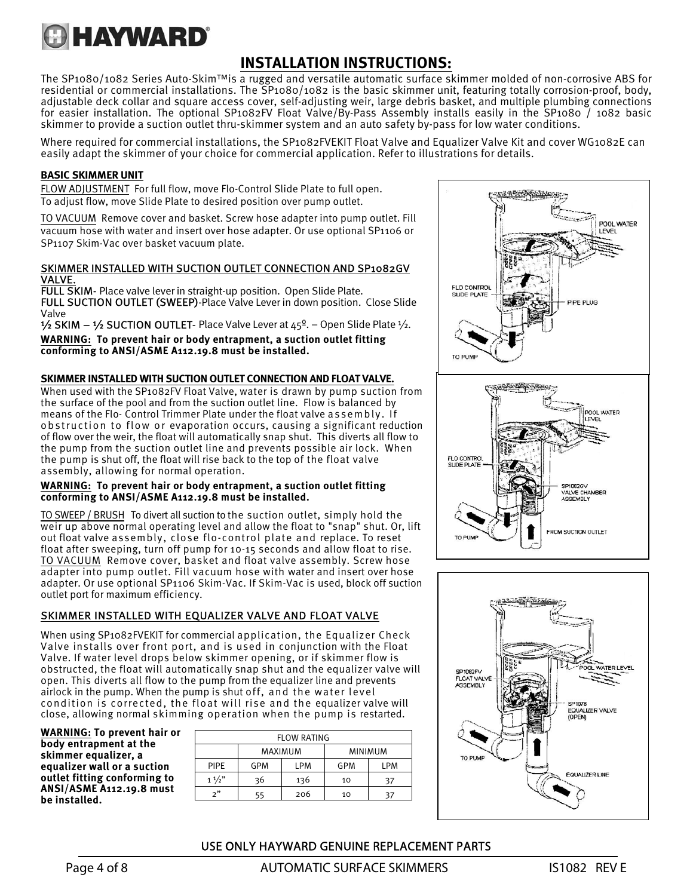# INSTALLATION INSTRUCTIONS:

The SP1080/1082 Series Auto-Skim™is a rugged and versatile automatic surface skimmer molded of non-corrosive ABS for residential or commercial installations. The SP1080/1082 is the basic skimmer unit, featuring totally corrosion-proof, body, adjustable deck collar and square access cover, self-adjusting weir, large debris basket, and multiple plumbing connections for easier installation. The optional SP1082FV Float Valve/By-Pass Assembly installs easily in the SP1080 / 1082 basic skimmer to provide a suction outlet thru-skimmer system and an auto safety by-pass for low water conditions.

Where required for commercial installations, the SP1082FVEKIT Float Valve and Equalizer Valve Kit and cover WG1082E can easily adapt the skimmer of your choice for commercial application. Refer to illustrations for details.

## BASIC SKIMMER UNIT

FLOW ADJUSTMENT For full flow, move Flo-Control Slide Plate to full open. To adjust flow, move Slide Plate to desired position over pump outlet.

TO VACUUM Remove cover and basket. Screw hose adapter into pump outlet. Fill vacuum hose with water and insert over hose adapter. Or use optional SP1106 or SP1107 Skim-Vac over basket vacuum plate.

## SKIMMER INSTALLED WITH SUCTION OUTLET CONNECTION AND SP1082GV VALVE.

**FULL SKIM**- Place valve lever in straight-up position. Open Slide Plate.
**FULL SUCTION OUTLET (SWEEP)**-Place Valve Lever in down position. Close Slide Valve
**½ SKIM – ½ SUCTION OUTLET**- Place Valve Lever at 45º. – Open Slide Plate ½.

**WARNING: To prevent hair or body entrapment, a suction outlet fitting conforming to ANSI/ASME A112.19.8 must be installed.**

FLO CONTROL SLIDE PLATE
POOL WATER LEVEL
PIPE PLUG
TO PUMP

## SKIMMER INSTALLED WITH SUCTION OUTLET CONNECTION AND FLOAT VALVE.

When used with the SP1082FV Float Valve, water is drawn by pump suction from the surface of the pool and from the suction outlet line. Flow is balanced by means of the Flo- Control Trimmer Plate under the float valve assembly. If obstruction to flow or evaporation occurs, causing a significant reduction of flow over the weir, the float will automatically snap shut. This diverts all flow to the pump from the suction outlet line and prevents possible air lock. When the pump is shut off, the float will rise back to the top of the float valve assembly, allowing for normal operation.

**WARNING: To prevent hair or body entrapment, a suction outlet fitting conforming to ANSI/ASME A112.19.8 must be installed.**

TO SWEEP / BRUSH To divert all suction to the suction outlet, simply hold the weir up above normal operating level and allow the float to "snap" shut. Or, lift out float valve assembly, close flo-control plate and replace. To reset float after sweeping, turn off pump for 10-15 seconds and allow float to rise.
TO VACUUM Remove cover, basket and float valve assembly. Screw hose adapter into pump outlet. Fill vacuum hose with water and insert over hose adapter. Or use optional SP1106 Skim-Vac. If Skim-Vac is used, block off suction outlet port for maximum efficiency.

POOL WATER LEVEL
FLO CONTROL SLIDE PLATE
SP1082GV VALVE CHAMBER ASSEMBLY
TO PUMP
FROM SUCTION OUTLET

## SKIMMER INSTALLED WITH EQUALIZER VALVE AND FLOAT VALVE

When using SP1082FVEKIT for commercial application, the Equalizer Check Valve installs over front port, and is used in conjunction with the Float Valve. If water level drops below skimmer opening, or if skimmer flow is obstructed, the float will automatically snap shut and the equalizer valve will open. This diverts all flow to the pump from the equalizer line and prevents airlock in the pump. When the pump is shut off, and the water level condition is corrected, the float will rise and the equalizer valve will close, allowing normal skimming operation when the pump is restarted.

**WARNING: To prevent hair or body entrapment at the skimmer equalizer, a equalizer wall or a suction outlet fitting conforming to ANSI/ASME A112.19.8 must be installed.**

| FLOW RATING | | | | |
|---|---|---|---|---|
| | MAXIMUM | | MINIMUM | |
| PIPE | GPM | LPM | GPM | LPM |
| 1 ½" | 36 | 136 | 10 | 37 |
| 2" | 55 | 206 | 10 | 37 |

SP1082FV FLOAT VALVE ASSEMBLY
POOL WATER LEVEL
SP1078 EQUALIZER VALVE (OPEN)
TO PUMP
EQUALIZER LINE

USE ONLY HAYWARD GENUINE REPLACEMENT PARTS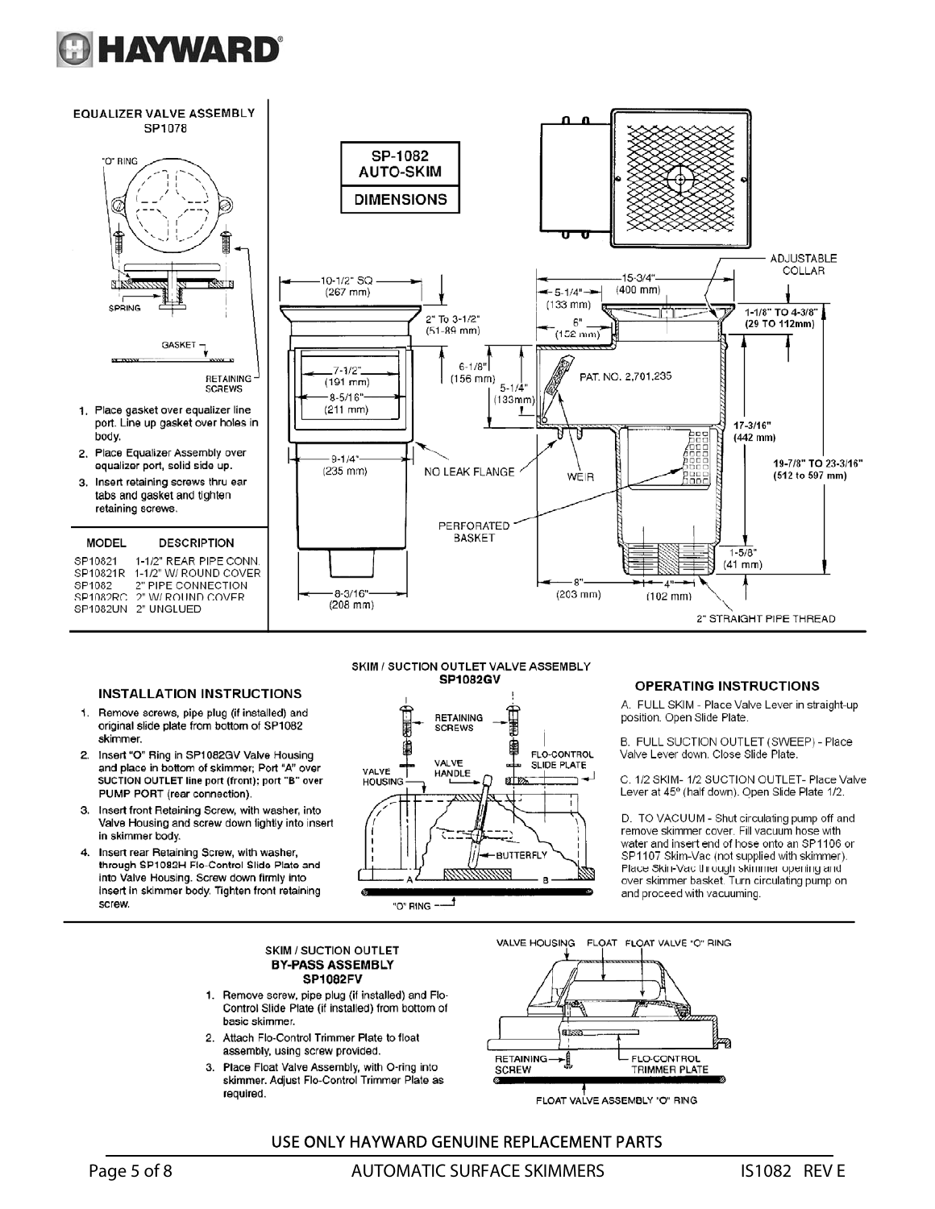## EQUALIZER VALVE ASSEMBLY
SP1078

"O" RING

SPRING

GASKET

RETAINING SCREWS

1. Place gasket over equalizer line port. Line up gasket over holes in body.
2. Place Equalizer Assembly over equalizer port, solid side up.
3. Insert retaining screws thru ear tabs and gasket and tighten retaining screws.

| MODEL | DESCRIPTION |
|---|---|
| SP10821 | 1-1/2" REAR PIPE CONN. |
| SP10821R | 1-1/2" W/ ROUND COVER |
| SP1082 | 2" PIPE CONNECTION |
| SP1082RC | 2" W/ ROUND COVER |
| SP1082UN | 2" UNGLUED |

## SP-1082 AUTO-SKIM DIMENSIONS

10-1/2" SQ (267 mm)

2" To 3-1/2" (51-89 mm)

7-1/2" (191 mm)

8-5/16" (211 mm)

6-1/8" (156 mm)

5-1/4" (133mm)

9-1/4" (235 mm)

8-3/16" (208 mm)

NO LEAK FLANGE

PERFORATED BASKET

15-3/4" (400 mm)

5-1/4" (133 mm)

6" (152 mm)

ADJUSTABLE COLLAR

1-1/8" TO 4-3/8" (29 TO 112mm)

PAT. NO. 2,701,235

WEIR

17-3/16" (442 mm)

19-7/8" TO 23-3/16" (512 to 597 mm)

1-5/8" (41 mm)

8" (203 mm)

4" (102 mm)

2" STRAIGHT PIPE THREAD

## INSTALLATION INSTRUCTIONS

1. Remove screws, pipe plug (if installed) and original slide plate from bottom of SP1082 skimmer.
2. Insert "O" Ring in SP1082GV Valve Housing and place in bottom of skimmer; Port "A" over SUCTION OUTLET line port (front); port "B" over PUMP PORT (rear connection).
3. Insert front Retaining Screw, with washer, into Valve Housing and screw down lightly into insert in skimmer body.
4. Insert rear Retaining Screw, with washer, through SP1082H Flo-Control Slide Plate and into Valve Housing. Screw down firmly into insert in skimmer body. Tighten front retaining screw.

## SKIM / SUCTION OUTLET VALVE ASSEMBLY
SP1082GV

RETAINING SCREWS

VALVE HOUSING

VALVE HANDLE

FLO-CONTROL SLIDE PLATE

BUTTERFLY

A

B

"O" RING

## OPERATING INSTRUCTIONS

A. FULL SKIM - Place Valve Lever in straight-up position. Open Slide Plate.

B. FULL SUCTION OUTLET (SWEEP) - Place Valve Lever down. Close Slide Plate.

C. 1/2 SKIM- 1/2 SUCTION OUTLET- Place Valve Lever at 45º (half down). Open Slide Plate 1/2.

D. TO VACUUM - Shut circulating pump off and remove skimmer cover. Fill vacuum hose with water and insert end of hose onto an SP1106 or SP1107 Skim-Vac (not supplied with skimmer). Place Skim-Vac through skimmer opening and over skimmer basket. Turn circulating pump on and proceed with vacuuming.

## SKIM / SUCTION OUTLET BY-PASS ASSEMBLY
SP1082FV

1. Remove screw, pipe plug (if installed) and Flo-Control Slide Plate (if installed) from bottom of basic skimmer.
2. Attach Flo-Control Trimmer Plate to float assembly, using screw provided.
3. Place Float Valve Assembly, with O-ring into skimmer. Adjust Flo-Control Trimmer Plate as required.

VALVE HOUSING  FLOAT  FLOAT VALVE "O" RING

RETAINING SCREW

FLO-CONTROL TRIMMER PLATE

FLOAT VALVE ASSEMBLY "O" RING

USE ONLY HAYWARD GENUINE REPLACEMENT PARTS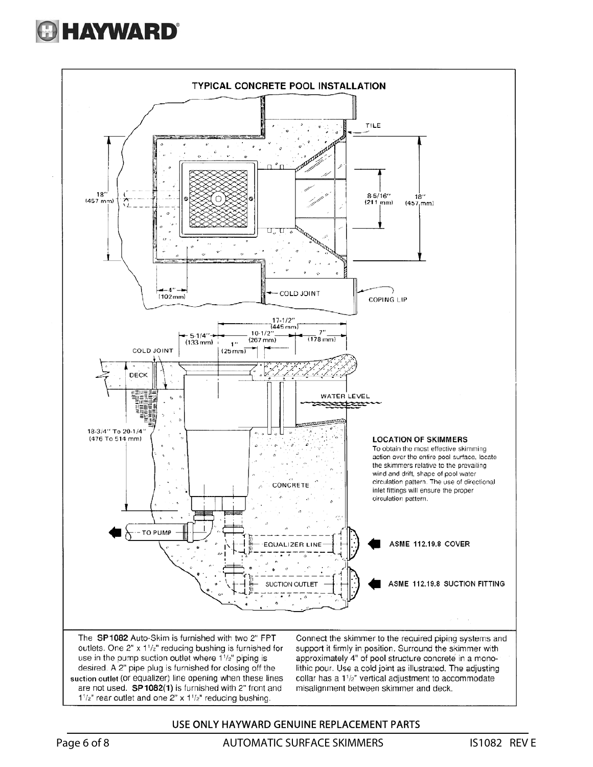## TYPICAL CONCRETE POOL INSTALLATION

TILE

18" (457 mm)

8-5/16" (211 mm)

18" (457 mm)

4" (102 mm)

COLD JOINT

COPING LIP

17-1/2" (445 mm)

5-1/4" (133 mm)

10-1/2" (267 mm)

7" (178 mm)

1" (25 mm)

COLD JOINT

DECK

WATER LEVEL

18-3/4" To 20-1/4" (476 To 514 mm)

CONCRETE

TO PUMP

EQUALIZER LINE

SUCTION OUTLET

ASME 112.19.8 COVER

ASME 112.19.8 SUCTION FITTING

**LOCATION OF SKIMMERS**

To obtain the most effective skimming action over the entire pool surface, locate the skimmers relative to the prevailing wind and drift, shape of pool water circulation pattern. The use of directional inlet fittings will ensure the proper circulation pattern.

The **SP1082** Auto-Skim is furnished with two 2" FPT outlets. One 2" x 1½" reducing bushing is furnished for use in the pump suction outlet where 1½" piping is desired. A 2" pipe plug is furnished for closing off the suction outlet (or equalizer) line opening when these lines are not used. **SP1082(1)** is furnished with 2" front and 1½" rear outlet and one 2" x 1½" reducing bushing.

Connect the skimmer to the required piping systems and support it firmly in position. Surround the skimmer with approximately 4" of pool structure concrete in a monolithic pour. Use a cold joint as illustrated. The adjusting collar has a 1½" vertical adjustment to accommodate misalignment between skimmer and deck.

USE ONLY HAYWARD GENUINE REPLACEMENT PARTS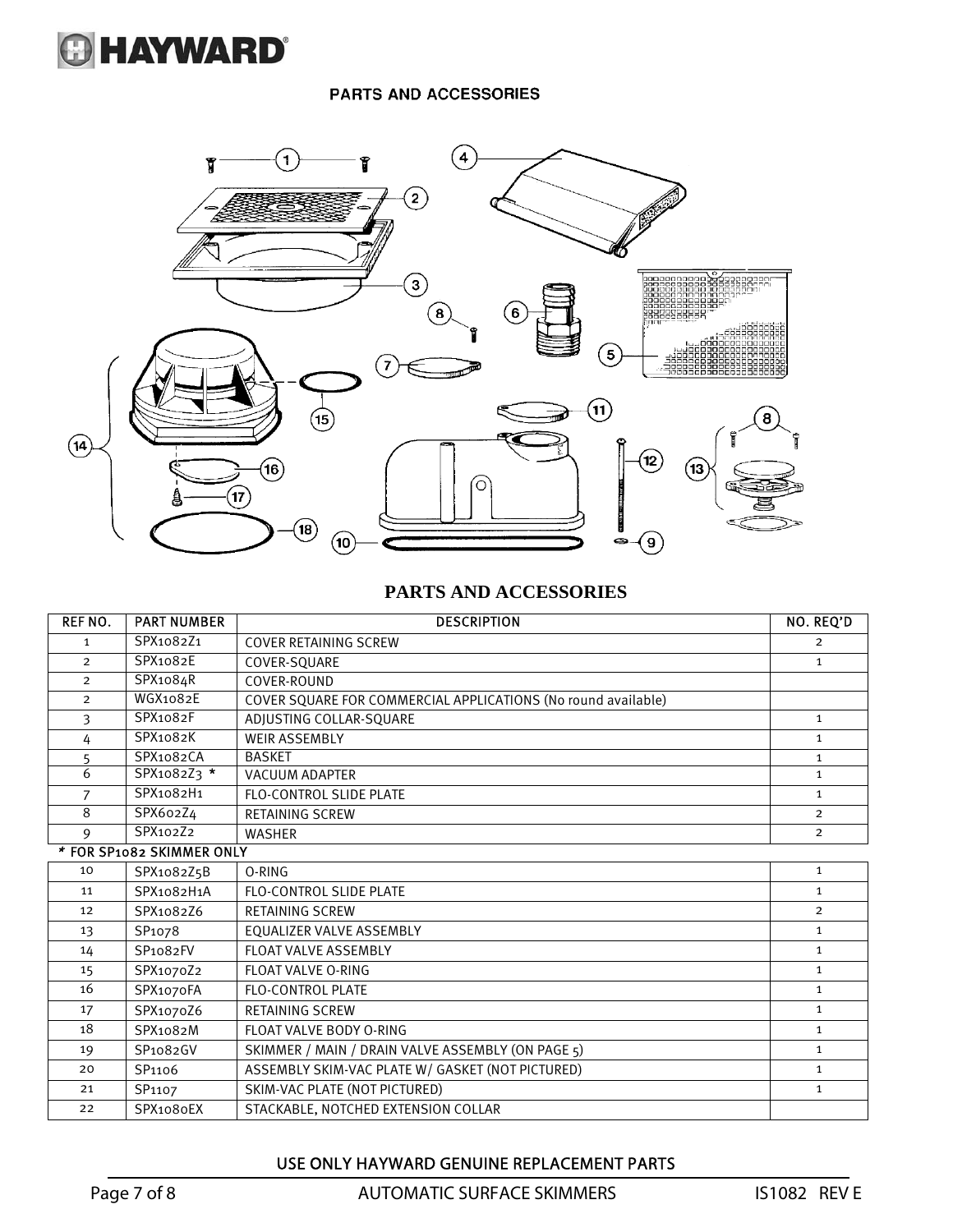# PARTS AND ACCESSORIES

1
2
3
4
5
6
7
8
8
9
10
11
12
13
14
15
16
17
18

## PARTS AND ACCESSORIES

| REF NO. | PART NUMBER | DESCRIPTION | NO. REQ'D |
|---|---|---|---|
| 1 | SPX1082Z1 | COVER RETAINING SCREW | 2 |
| 2 | SPX1082E | COVER-SQUARE | 1 |
| 2 | SPX1084R | COVER-ROUND | |
| 2 | WGX1082E | COVER SQUARE FOR COMMERCIAL APPLICATIONS (No round available) | |
| 3 | SPX1082F | ADJUSTING COLLAR-SQUARE | 1 |
| 4 | SPX1082K | WEIR ASSEMBLY | 1 |
| 5 | SPX1082CA | BASKET | 1 |
| 6 | SPX1082Z3 * | VACUUM ADAPTER | 1 |
| 7 | SPX1082H1 | FLO-CONTROL SLIDE PLATE | 1 |
| 8 | SPX602Z4 | RETAINING SCREW | 2 |
| 9 | SPX102Z2 | WASHER | 2 |
| * FOR SP1082 SKIMMER ONLY | | | |
| 10 | SPX1082Z5B | O-RING | 1 |
| 11 | SPX1082H1A | FLO-CONTROL SLIDE PLATE | 1 |
| 12 | SPX1082Z6 | RETAINING SCREW | 2 |
| 13 | SP1078 | EQUALIZER VALVE ASSEMBLY | 1 |
| 14 | SP1082FV | FLOAT VALVE ASSEMBLY | 1 |
| 15 | SPX1070Z2 | FLOAT VALVE O-RING | 1 |
| 16 | SPX1070FA | FLO-CONTROL PLATE | 1 |
| 17 | SPX1070Z6 | RETAINING SCREW | 1 |
| 18 | SPX1082M | FLOAT VALVE BODY O-RING | 1 |
| 19 | SP1082GV | SKIMMER / MAIN / DRAIN VALVE ASSEMBLY (ON PAGE 5) | 1 |
| 20 | SP1106 | ASSEMBLY SKIM-VAC PLATE W/ GASKET (NOT PICTURED) | 1 |
| 21 | SP1107 | SKIM-VAC PLATE (NOT PICTURED) | 1 |
| 22 | SPX1080EX | STACKABLE, NOTCHED EXTENSION COLLAR | |

USE ONLY HAYWARD GENUINE REPLACEMENT PARTS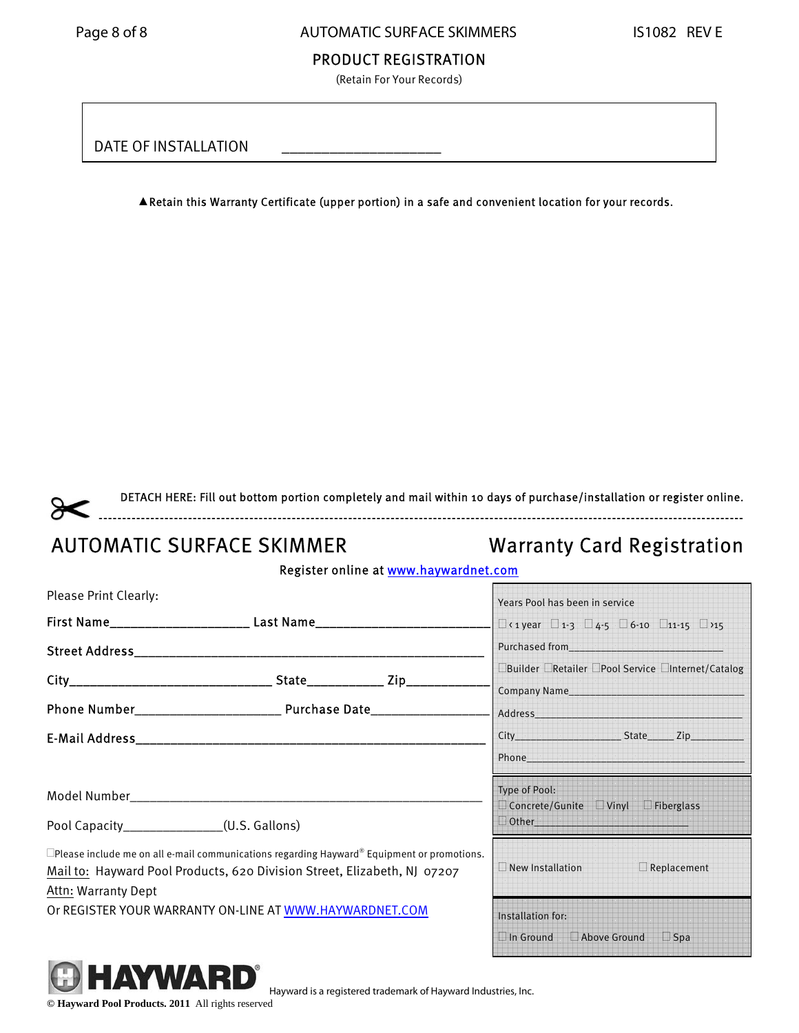## PRODUCT REGISTRATION

(Retain For Your Records)

DATE OF INSTALLATION ____________________

▲Retain this Warranty Certificate (upper portion) in a safe and convenient location for your records.

DETACH HERE: Fill out bottom portion completely and mail within 10 days of purchase/installation or register online.

---

## AUTOMATIC SURFACE SKIMMER — Warranty Card Registration

Register online at www.haywardnet.com

Please Print Clearly:

First Name__________________ Last Name______________________

Street Address______________________________________________

City___________________________ State__________ Zip___________

Phone Number____________________ Purchase Date_______________

E-Mail Address______________________________________________

Model Number_______________________________________________

Pool Capacity______________(U.S. Gallons)

☐Please include me on all e-mail communications regarding Hayward® Equipment or promotions.

Mail to: Hayward Pool Products, 620 Division Street, Elizabeth, NJ 07207

Attn: Warranty Dept

Or REGISTER YOUR WARRANTY ON-LINE AT WWW.HAYWARDNET.COM

Years Pool has been in service

☐ ‹ 1 year ☐ 1-3 ☐ 4-5 ☐ 6-10 ☐11-15 ☐ ›15

Purchased from_____________________

☐Builder ☐Retailer ☐Pool Service ☐Internet/Catalog

Company Name______________________________

Address___________________________________

City_________________ State_____ Zip_________

Phone_____________________________________

Type of Pool:

☐ Concrete/Gunite ☐ Vinyl ☐ Fiberglass

☐ Other_______________________

☐ New Installation ☐ Replacement

Installation for:

☐ In Ground ☐ Above Ground ☐ Spa

HAYWARD® Hayward is a registered trademark of Hayward Industries, Inc.

© Hayward Pool Products. 2011 All rights reserved